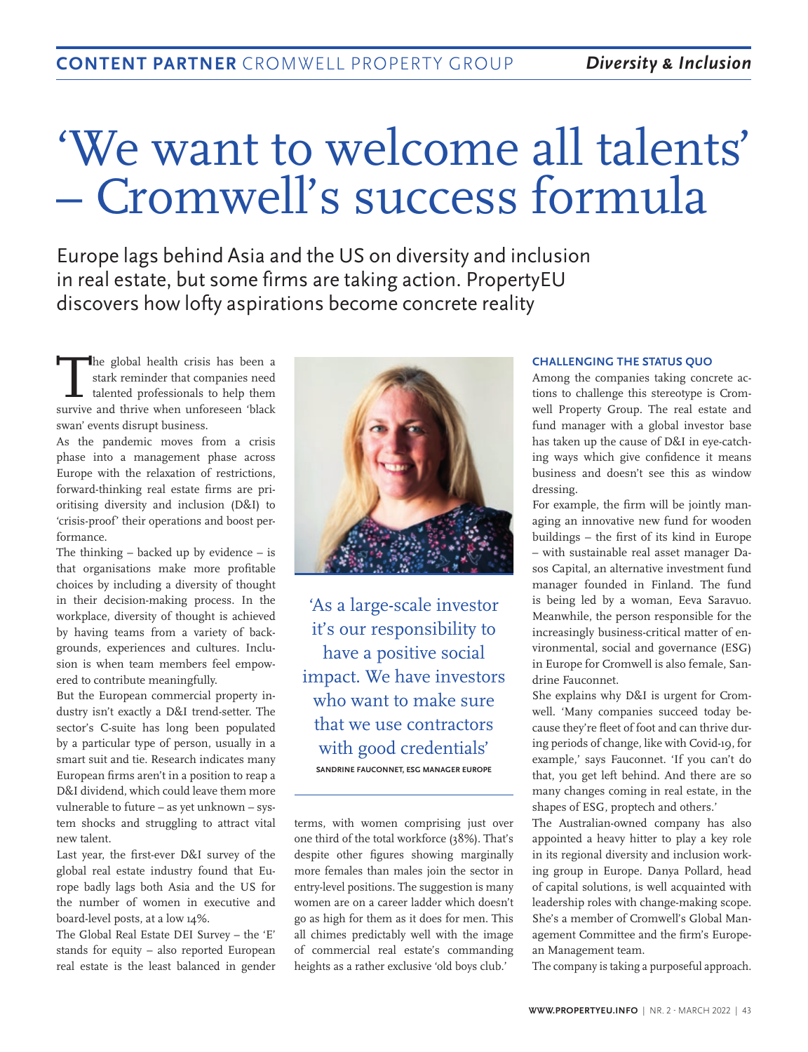# 'We want to welcome all talents' – Cromwell's success formula

Europe lags behind Asia and the US on diversity and inclusion in real estate, but some firms are taking action. PropertyEU discovers how lofty aspirations become concrete reality

The global health crisis has been a stark reminder that companies need talented professionals to help them survive and thrive when unforeseen 'black swan' events disrupt business.

As the pandemic moves from a crisis phase into a management phase across Europe with the relaxation of restrictions, forward-thinking real estate firms are prioritising diversity and inclusion (D&I) to 'crisis-proof' their operations and boost performance.

The thinking – backed up by evidence – is that organisations make more profitable choices by including a diversity of thought in their decision-making process. In the workplace, diversity of thought is achieved by having teams from a variety of backgrounds, experiences and cultures. Inclusion is when team members feel empowered to contribute meaningfully.

But the European commercial property industry isn't exactly a D&I trend-setter. The sector's C-suite has long been populated by a particular type of person, usually in a smart suit and tie. Research indicates many European firms aren't in a position to reap a D&I dividend, which could leave them more vulnerable to future – as yet unknown – system shocks and struggling to attract vital new talent.

Last year, the first-ever D&I survey of the global real estate industry found that Europe badly lags both Asia and the US for the number of women in executive and board-level posts, at a low 14%.

The Global Real Estate DEI Survey – the 'E' stands for equity – also reported European real estate is the least balanced in gender terms, with women comprising just over one third of the total workforce (38%). That's despite other figures showing marginally more females than males join the sector in entry-level positions. The suggestion is many women are on a career ladder which doesn't go as high for them as it does for men. This all chimes predictably well with the image of commercial real estate's commanding heights as a rather exclusive 'old boys club.'

> 'As a large-scale investor it's our responsibility to have a positive social impact. We have investors who want to make sure that we use contractors with good credentials'
>
> SANDRINE FAUCONNET, ESG MANAGER EUROPE

### CHALLENGING THE STATUS QUO

Among the companies taking concrete actions to challenge this stereotype is Cromwell Property Group. The real estate and fund manager with a global investor base has taken up the cause of D&I in eye-catching ways which give confidence it means business and doesn't see this as window dressing.

For example, the firm will be jointly managing an innovative new fund for wooden buildings – the first of its kind in Europe – with sustainable real asset manager Dasos Capital, an alternative investment fund manager founded in Finland. The fund is being led by a woman, Eeva Saravuo. Meanwhile, the person responsible for the increasingly business-critical matter of environmental, social and governance (ESG) in Europe for Cromwell is also female, Sandrine Fauconnet.

She explains why D&I is urgent for Cromwell. 'Many companies succeed today because they're fleet of foot and can thrive during periods of change, like with Covid-19, for example,' says Fauconnet. 'If you can't do that, you get left behind. And there are so many changes coming in real estate, in the shapes of ESG, proptech and others.'

The Australian-owned company has also appointed a heavy hitter to play a key role in its regional diversity and inclusion working group in Europe. Danya Pollard, head of capital solutions, is well acquainted with leadership roles with change-making scope. She's a member of Cromwell's Global Management Committee and the firm's European Management team.

The company is taking a purposeful approach.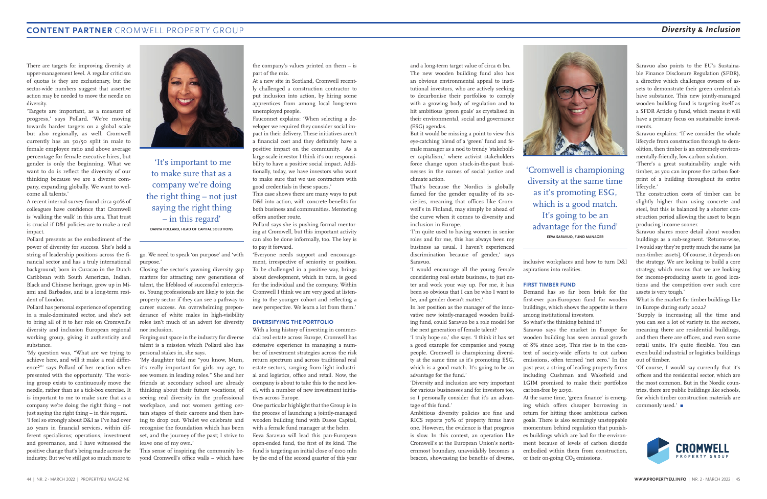There are targets for improving diversity at upper-management level. A regular criticism of quotas is they are exclusionary, but the sector-wide numbers suggest that assertive action may be needed to move the needle on diversity.

'Targets are important, as a measure of progress,' says Pollard. 'We're moving towards harder targets on a global scale but also regionally, as well. Cromwell currently has an 50/50 split in male to female employee ratio and above average percentage for female executive hires, but gender is only the beginning. What we want to do is reflect the diversity of our thinking because we are a diverse company, expanding globally. We want to welcome all talents.'

A recent internal survey found circa 90% of colleagues have confidence that Cromwell is 'walking the walk' in this area. That trust is crucial if D&I policies are to make a real impact.

Pollard presents as the embodiment of the power of diversity for success. She's held a string of leadership positions across the financial sector and has a truly international background; born in Curacao in the Dutch Caribbean with South American, Indian, Black and Chinese heritage, grew up in Miami and Barbados, and is a long-term resident of London.

Pollard has personal experience of operating in a male-dominated sector, and she's set to bring all of it to her role on Cromwell's diversity and inclusion European regional working group, giving it authenticity and substance.

'My question was, "What are we trying to achieve here, and will it make a real difference?"' says Pollard of her reaction when presented with the opportunity. 'The working group exists to continuously move the needle, rather than as a tick-box exercise. It is important to me to make sure that as a company we're doing the right thing – not just saying the right thing – in this regard.

'I feel so strongly about D&I as I've had over 20 years in financial services, within different specialisms; operations, investment and governance, and I have witnessed the positive change that's being made across the industry. But we've still got so much more to go. We need to speak 'on purpose' and 'with purpose.'

> 'It's important to me to make sure that as a company we're doing the right thing – not just saying the right thing – in this regard'
>
> DANYA POLLARD, HEAD OF CAPITAL SOLUTIONS

Closing the sector's yawning diversity gap matters for attracting new generations of talent, the lifeblood of successful enterprises. Young professionals are likely to join the property sector if they can see a pathway to career success. An overwhelming preponderance of white males in high-visibility roles isn't much of an advert for diversity nor inclusion.

Forging out space in the industry for diverse talent is a mission which Pollard also has personal stakes in, she says.

'My daughter told me "you know, Mum, it's really important for girls my age, to see women in leading roles." She and her friends at secondary school are already thinking about their future vocations, of seeing real diversity in the professional workplace, and not women getting certain stages of their careers and then having to drop out. Whilst we celebrate and recognise the foundation which has been set, and the journey of the past; I strive to leave one of my own.'

This sense of inspiring the community beyond Cromwell's office walls – which have the company's values printed on them – is part of the mix.

At a new site in Scotland, Cromwell recently challenged a construction contractor to put inclusion into action, by hiring some apprentices from among local long-term unemployed people.

Fauconnet explains: 'When selecting a developer we required they consider social impact in their delivery. These initiatives aren't a financial cost and they definitely have a positive impact on the community. As a large-scale investor I think it's our responsibility to have a positive social impact. Additionally, today, we have investors who want to make sure that we use contractors with good credentials in these spaces.'

This case shows there are many ways to put D&I into action, with concrete benefits for both business and communities. Mentoring offers another route.

Pollard says she is pushing formal mentoring at Cromwell, but this important activity can also be done informally, too. The key is to pay it forward.

'Everyone needs support and encouragement, irrespective of seniority or position. To be challenged in a positive way, brings about development, which in turn, is good for the individual and the company. Within Cromwell I think we are very good at listening to the younger cohort and reflecting a new perspective. We learn a lot from them.'

## DIVERSIFYING THE PORTFOLIO

With a long history of investing in commercial real estate across Europe, Cromwell has extensive experience in managing a number of investment strategies across the risk return spectrum and across traditional real estate sectors, ranging from light industrial and logistics, office and retail. Now, the company is about to take this to the next level, with a number of new investment initiatives across Europe.

One particular highlight that the Group is in the process of launching a jointly-managed wooden building fund with Dasos Capital, with a female fund manager at the helm.

Eeva Saravuo will lead this pan-European open-ended fund, the first of its kind. The fund is targeting an initial close of €100 mln by the end of the second quarter of this year and a long-term target value of circa €1 bn.

The new wooden building fund also has an obvious environmental appeal to institutional investors, who are actively seeking to decarbonise their portfolios to comply with a growing body of regulation and to hit ambitious 'green goals' as crystalised in their environmental, social and governance (ESG) agendas.

But it would be missing a point to view this eye-catching blend of a 'green' fund and female manager as a nod to trendy 'stakeholder capitalism,' where activist stakeholders force change upon stuck-in-the-past businesses in the names of social justice and climate action.

That's because the Nordics is globally famed for the gender equality of its societies, meaning that offices like Cromwell's in Finland, may simply be ahead of the curve when it comes to diversity and inclusion in Europe.

'I'm quite used to having women in senior roles and for me, this has always been my business as usual. I haven't experienced discrimination because of gender,' says Saravuo.

'I would encourage all the young female considering real estate business, to just enter and work your way up. For me, it has been so obvious that I can be who I want to be, and gender doesn't matter.'

In her position as the manager of the innovative new jointly-managed wooden building fund, could Saravuo be a role model for the next generation of female talent?

'I truly hope so,' she says. 'I think it has set a good example for companies and young people. Cromwell is championing diversity at the same time as it's promoting ESG, which is a good match. It's going to be an advantage for the fund.'

> 'Cromwell is championing diversity at the same time as it's promoting ESG, which is a good match. It's going to be an advantage for the fund'
>
> EEVA SARAVUO, FUND MANAGER

'Diversity and inclusion are very important for various businesses and for investors too, so I personally consider that it's an advantage of this fund.'

Ambitious diversity policies are fine and RICS reports 70% of property firms have one. However, the evidence is that progress is slow. In this context, an operation like Cromwell's at the European Union's northernmost boundary, unavoidably becomes a beacon, showcasing the benefits of diverse, inclusive workplaces and how to turn D&I aspirations into realities.

## FIRST TIMBER FUND

Demand has so far been brisk for the first-ever pan-European fund for wooden buildings, which shows the appetite is there among institutional investors.

So what's the thinking behind it?

Saravuo says the market in Europe for wooden building has seen annual growth of 8% since 2015. This rise is in the context of society-wide efforts to cut carbon emissions, often termed 'net zero.' In the past year, a string of leading property firms including Cushman and Wakefield and LGIM promised to make their portfolios carbon-free by 2050.

At the same time, 'green finance' is emerging which offers cheaper borrowing in return for hitting those ambitious carbon goals. There is also seemingly unstoppable momentum behind regulation that punishes buildings which are bad for the environment because of levels of carbon dioxide embodied within them from construction, or their on-going $CO_2$ emissions.

Saravuo also points to the EU's Sustainable Finance Disclosure Regulation (SFDR), a directive which challenges owners of assets to demonstrate their green credentials have substance. This new jointly-managed wooden building fund is targeting itself as a SFDR Article 9 fund, which means it will have a primary focus on sustainable investments.

Saravuo explains: 'If we consider the whole lifecycle from construction through to demolition, then timber is an extremely environmentally-friendly, low-carbon solution.

'There's a great sustainability angle with timber, as you can improve the carbon footprint of a building throughout its entire lifecycle.'

The construction costs of timber can be slightly higher than using concrete and steel, but this is balanced by a shorter construction period allowing the asset to begin producing income sooner.

Saravuo shares more detail about wooden buildings as a sub-segment. 'Returns-wise, I would say they're pretty much the same [as non-timber assets]. Of course, it depends on the strategy. We are looking to build a core strategy, which means that we are looking for income-producing assets in good locations and the competition over such core assets is very tough.'

What is the market for timber buildings like in Europe during early 2022?

'Supply is increasing all the time and you can see a lot of variety in the sectors, meaning there are residential buildings, and then there are offices, and even some retail units. It's quite flexible. You can even build industrial or logistics buildings out of timber.

'Of course, I would say currently that it's offices and the residential sector, which are the most common. But in the Nordic countries, there are public buildings like schools, for which timber construction materials are commonly used.' ■